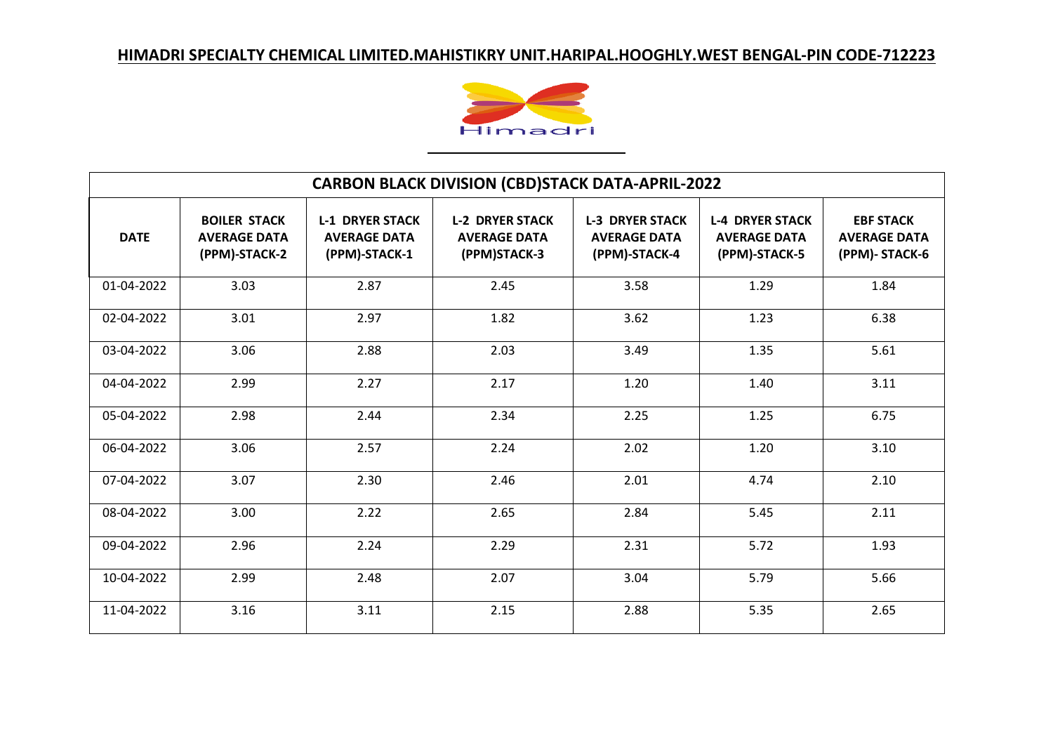**HIMADRI SPECIALTY CHEMICAL LIMITED.MAHISTIKRY UNIT.HARIPAL.HOOGHLY.WEST BENGAL-PIN CODE-712223**

| CARBON BLACK DIVISION (CBD)STACK DATA-APRIL-2022 | | | | | | |
|---|---|---|---|---|---|---|
| **DATE** | **BOILER STACK AVERAGE DATA (PPM)-STACK-2** | **L-1 DRYER STACK AVERAGE DATA (PPM)-STACK-1** | **L-2 DRYER STACK AVERAGE DATA (PPM)STACK-3** | **L-3 DRYER STACK AVERAGE DATA (PPM)-STACK-4** | **L-4 DRYER STACK AVERAGE DATA (PPM)-STACK-5** | **EBF STACK AVERAGE DATA (PPM)- STACK-6** |
| 01-04-2022 | 3.03 | 2.87 | 2.45 | 3.58 | 1.29 | 1.84 |
| 02-04-2022 | 3.01 | 2.97 | 1.82 | 3.62 | 1.23 | 6.38 |
| 03-04-2022 | 3.06 | 2.88 | 2.03 | 3.49 | 1.35 | 5.61 |
| 04-04-2022 | 2.99 | 2.27 | 2.17 | 1.20 | 1.40 | 3.11 |
| 05-04-2022 | 2.98 | 2.44 | 2.34 | 2.25 | 1.25 | 6.75 |
| 06-04-2022 | 3.06 | 2.57 | 2.24 | 2.02 | 1.20 | 3.10 |
| 07-04-2022 | 3.07 | 2.30 | 2.46 | 2.01 | 4.74 | 2.10 |
| 08-04-2022 | 3.00 | 2.22 | 2.65 | 2.84 | 5.45 | 2.11 |
| 09-04-2022 | 2.96 | 2.24 | 2.29 | 2.31 | 5.72 | 1.93 |
| 10-04-2022 | 2.99 | 2.48 | 2.07 | 3.04 | 5.79 | 5.66 |
| 11-04-2022 | 3.16 | 3.11 | 2.15 | 2.88 | 5.35 | 2.65 |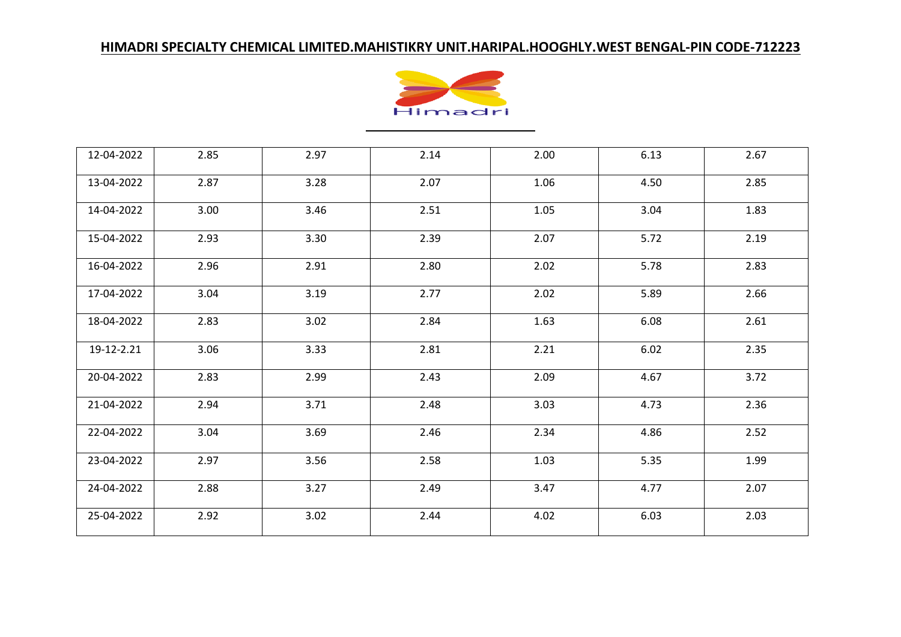**HIMADRI SPECIALTY CHEMICAL LIMITED.MAHISTIKRY UNIT.HARIPAL.HOOGHLY.WEST BENGAL-PIN CODE-712223**

Himadri

| | | | | | | |
|---|---|---|---|---|---|---|
| 12-04-2022 | 2.85 | 2.97 | 2.14 | 2.00 | 6.13 | 2.67 |
| 13-04-2022 | 2.87 | 3.28 | 2.07 | 1.06 | 4.50 | 2.85 |
| 14-04-2022 | 3.00 | 3.46 | 2.51 | 1.05 | 3.04 | 1.83 |
| 15-04-2022 | 2.93 | 3.30 | 2.39 | 2.07 | 5.72 | 2.19 |
| 16-04-2022 | 2.96 | 2.91 | 2.80 | 2.02 | 5.78 | 2.83 |
| 17-04-2022 | 3.04 | 3.19 | 2.77 | 2.02 | 5.89 | 2.66 |
| 18-04-2022 | 2.83 | 3.02 | 2.84 | 1.63 | 6.08 | 2.61 |
| 19-12-2.21 | 3.06 | 3.33 | 2.81 | 2.21 | 6.02 | 2.35 |
| 20-04-2022 | 2.83 | 2.99 | 2.43 | 2.09 | 4.67 | 3.72 |
| 21-04-2022 | 2.94 | 3.71 | 2.48 | 3.03 | 4.73 | 2.36 |
| 22-04-2022 | 3.04 | 3.69 | 2.46 | 2.34 | 4.86 | 2.52 |
| 23-04-2022 | 2.97 | 3.56 | 2.58 | 1.03 | 5.35 | 1.99 |
| 24-04-2022 | 2.88 | 3.27 | 2.49 | 3.47 | 4.77 | 2.07 |
| 25-04-2022 | 2.92 | 3.02 | 2.44 | 4.02 | 6.03 | 2.03 |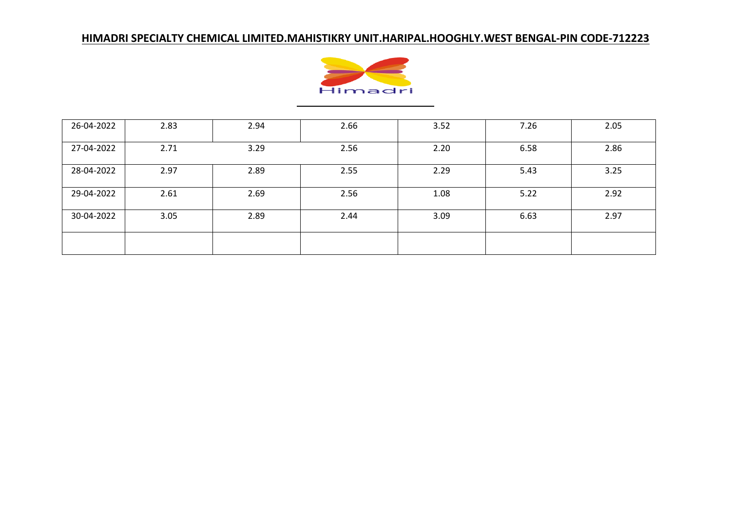**HIMADRI SPECIALTY CHEMICAL LIMITED.MAHISTIKRY UNIT.HARIPAL.HOOGHLY.WEST BENGAL-PIN CODE-712223**

Himadri

| | | | | | | |
|---|---|---|---|---|---|---|
| 26-04-2022 | 2.83 | 2.94 | 2.66 | 3.52 | 7.26 | 2.05 |
| 27-04-2022 | 2.71 | 3.29 | 2.56 | 2.20 | 6.58 | 2.86 |
| 28-04-2022 | 2.97 | 2.89 | 2.55 | 2.29 | 5.43 | 3.25 |
| 29-04-2022 | 2.61 | 2.69 | 2.56 | 1.08 | 5.22 | 2.92 |
| 30-04-2022 | 3.05 | 2.89 | 2.44 | 3.09 | 6.63 | 2.97 |
| | | | | | | |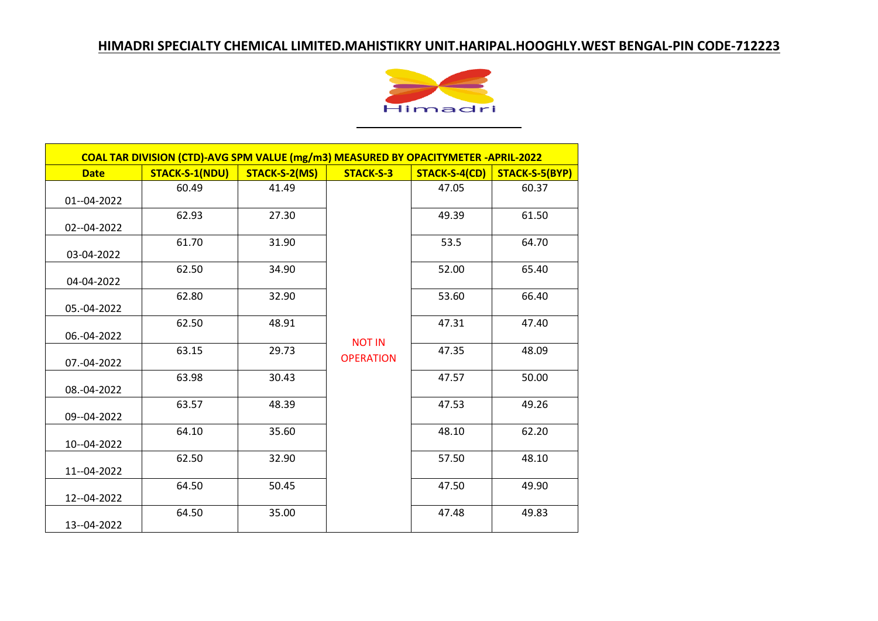# HIMADRI SPECIALTY CHEMICAL LIMITED.MAHISTIKRY UNIT.HARIPAL.HOOGHLY.WEST BENGAL-PIN CODE-712223

Himadri

| COAL TAR DIVISION (CTD)-AVG SPM VALUE (mg/m3) MEASURED BY OPACITYMETER -APRIL-2022 | | | | | |
|---|---|---|---|---|---|
| **Date** | **STACK-S-1(NDU)** | **STACK-S-2(MS)** | **STACK-S-3** | **STACK-S-4(CD)** | **STACK-S-5(BYP)** |
| 01--04-2022 | 60.49 | 41.49 | NOT IN OPERATION | 47.05 | 60.37 |
| 02--04-2022 | 62.93 | 27.30 | | 49.39 | 61.50 |
| 03-04-2022 | 61.70 | 31.90 | | 53.5 | 64.70 |
| 04-04-2022 | 62.50 | 34.90 | | 52.00 | 65.40 |
| 05.-04-2022 | 62.80 | 32.90 | | 53.60 | 66.40 |
| 06.-04-2022 | 62.50 | 48.91 | | 47.31 | 47.40 |
| 07.-04-2022 | 63.15 | 29.73 | | 47.35 | 48.09 |
| 08.-04-2022 | 63.98 | 30.43 | | 47.57 | 50.00 |
| 09--04-2022 | 63.57 | 48.39 | | 47.53 | 49.26 |
| 10--04-2022 | 64.10 | 35.60 | | 48.10 | 62.20 |
| 11--04-2022 | 62.50 | 32.90 | | 57.50 | 48.10 |
| 12--04-2022 | 64.50 | 50.45 | | 47.50 | 49.90 |
| 13--04-2022 | 64.50 | 35.00 | | 47.48 | 49.83 |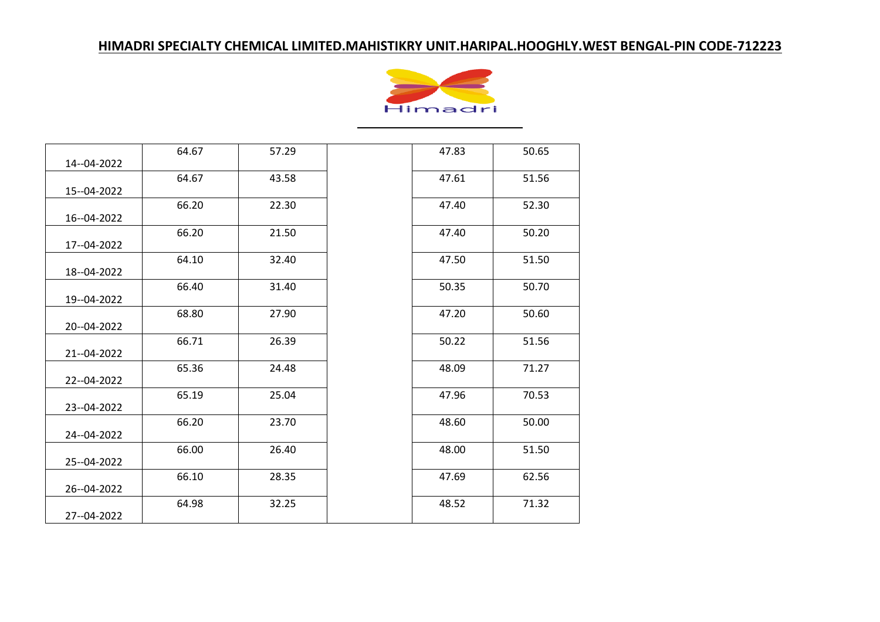**HIMADRI SPECIALTY CHEMICAL LIMITED.MAHISTIKRY UNIT.HARIPAL.HOOGHLY.WEST BENGAL-PIN CODE-712223**

Himadri

| | | | | | |
|---|---|---|---|---|---|
| 14--04-2022 | 64.67 | 57.29 | | 47.83 | 50.65 |
| 15--04-2022 | 64.67 | 43.58 | | 47.61 | 51.56 |
| 16--04-2022 | 66.20 | 22.30 | | 47.40 | 52.30 |
| 17--04-2022 | 66.20 | 21.50 | | 47.40 | 50.20 |
| 18--04-2022 | 64.10 | 32.40 | | 47.50 | 51.50 |
| 19--04-2022 | 66.40 | 31.40 | | 50.35 | 50.70 |
| 20--04-2022 | 68.80 | 27.90 | | 47.20 | 50.60 |
| 21--04-2022 | 66.71 | 26.39 | | 50.22 | 51.56 |
| 22--04-2022 | 65.36 | 24.48 | | 48.09 | 71.27 |
| 23--04-2022 | 65.19 | 25.04 | | 47.96 | 70.53 |
| 24--04-2022 | 66.20 | 23.70 | | 48.60 | 50.00 |
| 25--04-2022 | 66.00 | 26.40 | | 48.00 | 51.50 |
| 26--04-2022 | 66.10 | 28.35 | | 47.69 | 62.56 |
| 27--04-2022 | 64.98 | 32.25 | | 48.52 | 71.32 |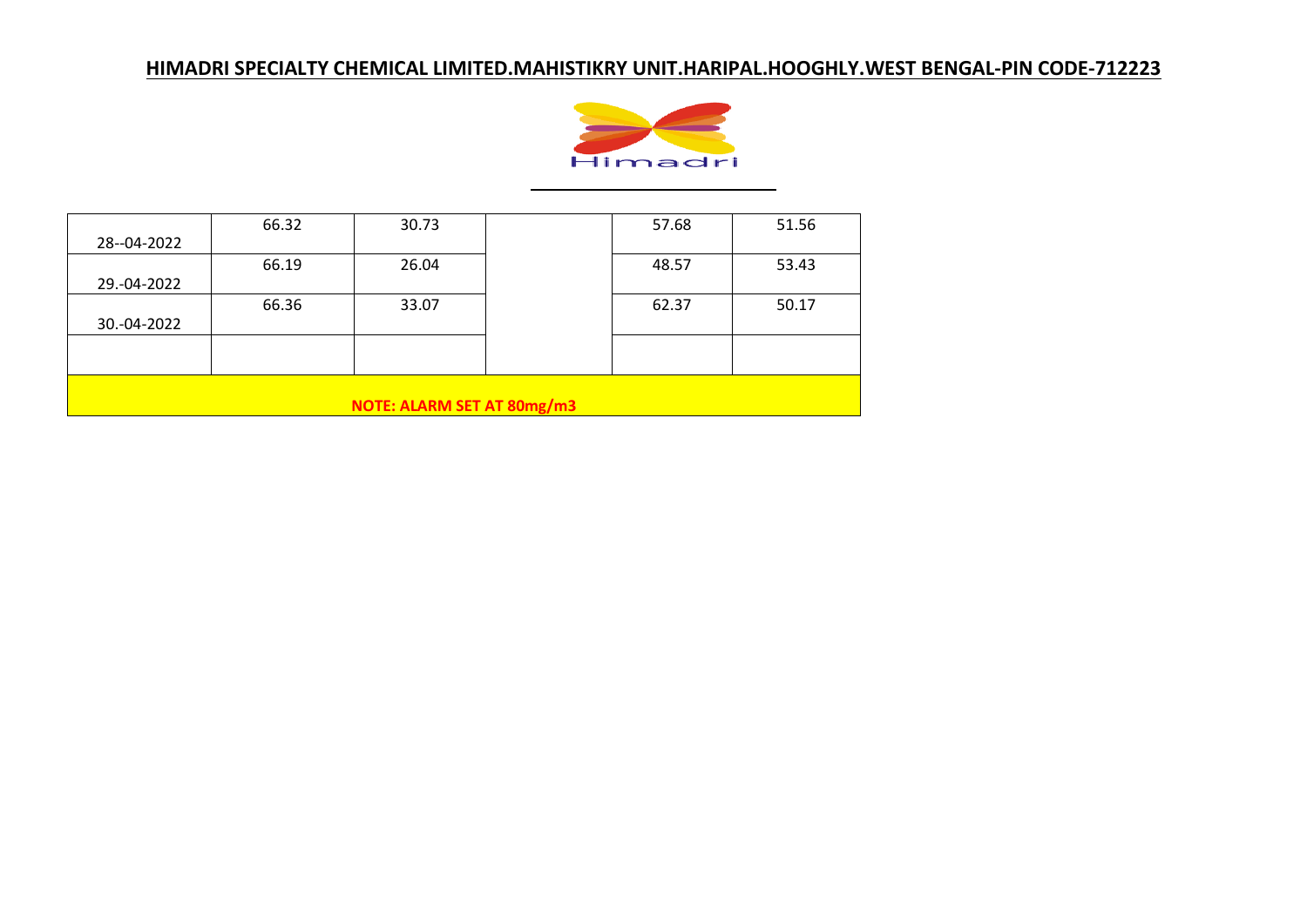## HIMADRI SPECIALTY CHEMICAL LIMITED.MAHISTIKRY UNIT.HARIPAL.HOOGHLY.WEST BENGAL-PIN CODE-712223

Himadri

| | | | | | |
|---|---|---|---|---|---|
| 28--04-2022 | 66.32 | 30.73 | | 57.68 | 51.56 |
| 29.-04-2022 | 66.19 | 26.04 | | 48.57 | 53.43 |
| 30.-04-2022 | 66.36 | 33.07 | | 62.37 | 50.17 |
| | | | | | |
| NOTE: ALARM SET AT 80mg/m3 | | | | | |